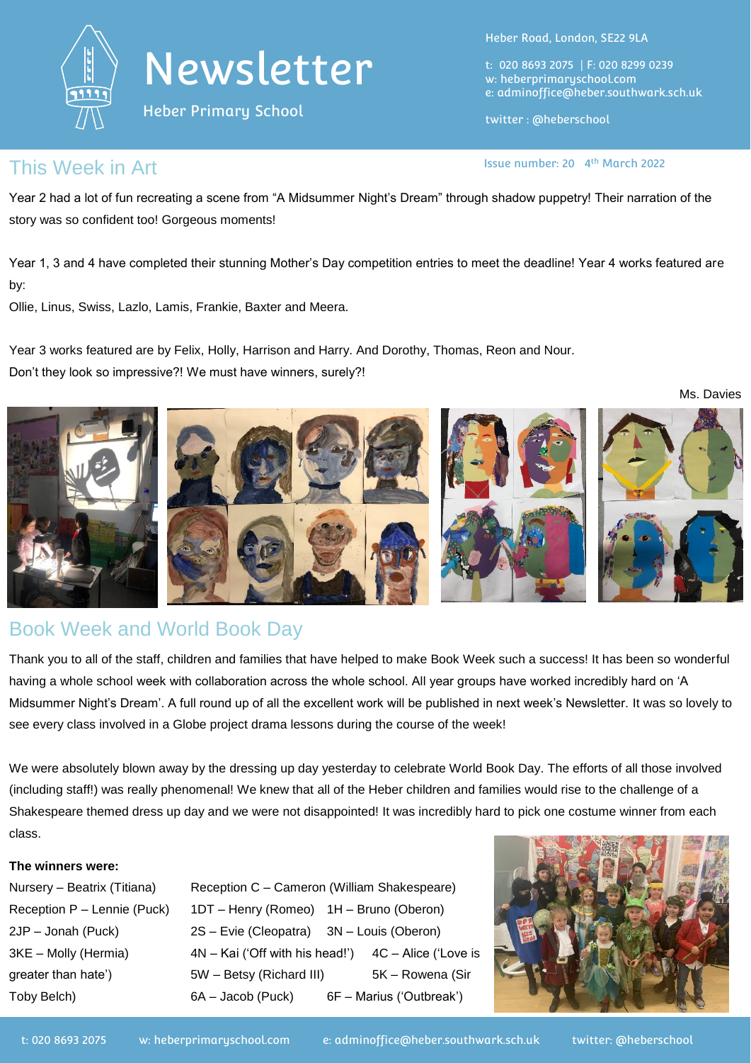# Newsletter

Heber Primary School

Heber Road, London, SE22 9LA

t: 020 8693 2075 | F: 020 8299 0239
w: heberprimaryschool.com
e: adminoffice@heber.southwark.sch.uk

twitter : @heberschool

Issue number: 20 4th March 2022

## This Week in Art

Year 2 had a lot of fun recreating a scene from "A Midsummer Night's Dream" through shadow puppetry! Their narration of the story was so confident too! Gorgeous moments!

Year 1, 3 and 4 have completed their stunning Mother's Day competition entries to meet the deadline! Year 4 works featured are by:
Ollie, Linus, Swiss, Lazlo, Lamis, Frankie, Baxter and Meera.

Year 3 works featured are by Felix, Holly, Harrison and Harry. And Dorothy, Thomas, Reon and Nour.
Don't they look so impressive?! We must have winners, surely?!

Ms. Davies

## Book Week and World Book Day

Thank you to all of the staff, children and families that have helped to make Book Week such a success! It has been so wonderful having a whole school week with collaboration across the whole school. All year groups have worked incredibly hard on 'A Midsummer Night's Dream'. A full round up of all the excellent work will be published in next week's Newsletter. It was so lovely to see every class involved in a Globe project drama lessons during the course of the week!

We were absolutely blown away by the dressing up day yesterday to celebrate World Book Day. The efforts of all those involved (including staff!) was really phenomenal! We knew that all of the Heber children and families would rise to the challenge of a Shakespeare themed dress up day and we were not disappointed! It was incredibly hard to pick one costume winner from each class.

**The winners were:**

- Nursery – Beatrix (Titiana)
- Reception C – Cameron (William Shakespeare)
- Reception P – Lennie (Puck)
- 1DT – Henry (Romeo)
- 1H – Bruno (Oberon)
- 2JP – Jonah (Puck)
- 2S – Evie (Cleopatra)
- 3N – Louis (Oberon)
- 3KE – Molly (Hermia)
- 4N – Kai ('Off with his head!')
- 4C – Alice ('Love is greater than hate')
- 5W – Betsy (Richard III)
- 5K – Rowena (Sir Toby Belch)
- 6A – Jacob (Puck)
- 6F – Marius ('Outbreak')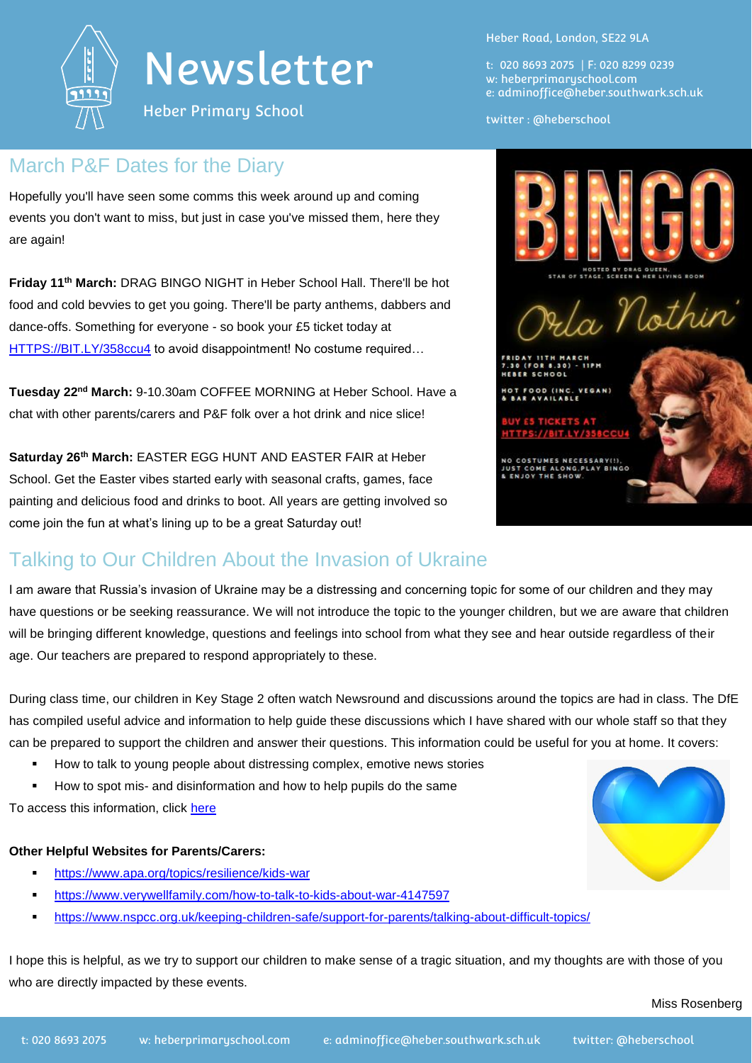# Newsletter

Heber Primary School

Heber Road, London, SE22 9LA

t: 020 8693 2075 | F: 020 8299 0239
w: heberprimaryschool.com
e: adminoffice@heber.southwark.sch.uk

twitter : @heberschool

## March P&F Dates for the Diary

Hopefully you'll have seen some comms this week around up and coming events you don't want to miss, but just in case you've missed them, here they are again!

**Friday 11th March:** DRAG BINGO NIGHT in Heber School Hall. There'll be hot food and cold bevvies to get you going. There'll be party anthems, dabbers and dance-offs. Something for everyone - so book your £5 ticket today at [HTTPS://BIT.LY/358ccu4](HTTPS://BIT.LY/358ccu4) to avoid disappointment! No costume required…

**Tuesday 22nd March:** 9-10.30am COFFEE MORNING at Heber School. Have a chat with other parents/carers and P&F folk over a hot drink and nice slice!

**Saturday 26th March:** EASTER EGG HUNT AND EASTER FAIR at Heber School. Get the Easter vibes started early with seasonal crafts, games, face painting and delicious food and drinks to boot. All years are getting involved so come join the fun at what's lining up to be a great Saturday out!

## Talking to Our Children About the Invasion of Ukraine

I am aware that Russia's invasion of Ukraine may be a distressing and concerning topic for some of our children and they may have questions or be seeking reassurance. We will not introduce the topic to the younger children, but we are aware that children will be bringing different knowledge, questions and feelings into school from what they see and hear outside regardless of their age. Our teachers are prepared to respond appropriately to these.

During class time, our children in Key Stage 2 often watch Newsround and discussions around the topics are had in class. The DfE has compiled useful advice and information to help guide these discussions which I have shared with our whole staff so that they can be prepared to support the children and answer their questions. This information could be useful for you at home. It covers:

- How to talk to young people about distressing complex, emotive news stories
- How to spot mis- and disinformation and how to help pupils do the same

To access this information, click here

**Other Helpful Websites for Parents/Carers:**

- https://www.apa.org/topics/resilience/kids-war
- https://www.verywellfamily.com/how-to-talk-to-kids-about-war-4147597
- https://www.nspcc.org.uk/keeping-children-safe/support-for-parents/talking-about-difficult-topics/

I hope this is helpful, as we try to support our children to make sense of a tragic situation, and my thoughts are with those of you who are directly impacted by these events.

Miss Rosenberg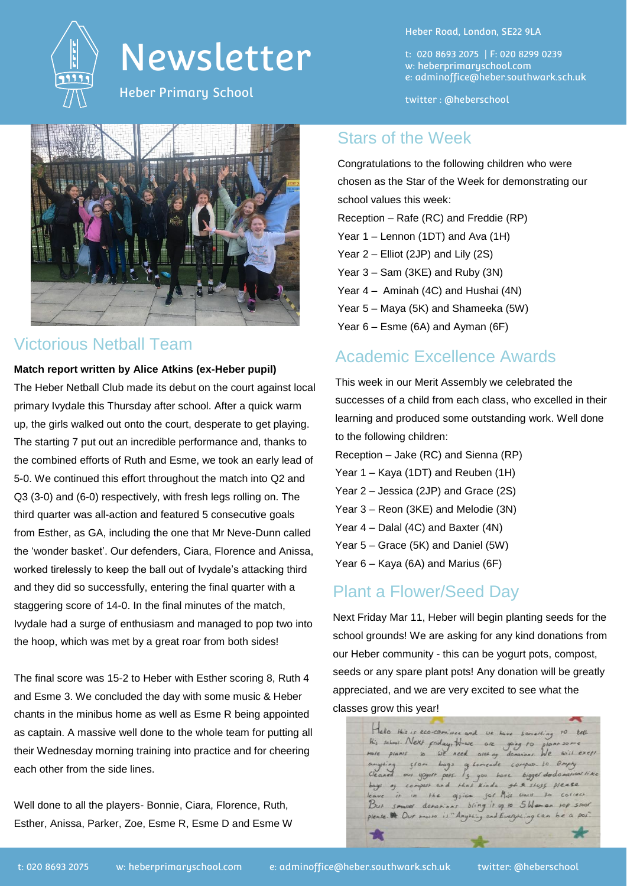# Newsletter

Heber Primary School

Heber Road, London, SE22 9LA

t: 020 8693 2075 | F: 020 8299 0239
w: heberprimaryschool.com
e: adminoffice@heber.southwark.sch.uk

twitter : @heberschool

## Victorious Netball Team

**Match report written by Alice Atkins (ex-Heber pupil)**

The Heber Netball Club made its debut on the court against local primary Ivydale this Thursday after school. After a quick warm up, the girls walked out onto the court, desperate to get playing. The starting 7 put out an incredible performance and, thanks to the combined efforts of Ruth and Esme, we took an early lead of 5-0. We continued this effort throughout the match into Q2 and Q3 (3-0) and (6-0) respectively, with fresh legs rolling on. The third quarter was all-action and featured 5 consecutive goals from Esther, as GA, including the one that Mr Neve-Dunn called the 'wonder basket'. Our defenders, Ciara, Florence and Anissa, worked tirelessly to keep the ball out of Ivydale's attacking third and they did so successfully, entering the final quarter with a staggering score of 14-0. In the final minutes of the match, Ivydale had a surge of enthusiasm and managed to pop two into the hoop, which was met by a great roar from both sides!

The final score was 15-2 to Heber with Esther scoring 8, Ruth 4 and Esme 3. We concluded the day with some music & Heber chants in the minibus home as well as Esme R being appointed as captain. A massive well done to the whole team for putting all their Wednesday morning training into practice and for cheering each other from the side lines.

Well done to all the players- Bonnie, Ciara, Florence, Ruth, Esther, Anissa, Parker, Zoe, Esme R, Esme D and Esme W

## Stars of the Week

Congratulations to the following children who were chosen as the Star of the Week for demonstrating our school values this week:

Reception – Rafe (RC) and Freddie (RP)
Year 1 – Lennon (1DT) and Ava (1H)
Year 2 – Elliot (2JP) and Lily (2S)
Year 3 – Sam (3KE) and Ruby (3N)
Year 4 – Aminah (4C) and Hushai (4N)
Year 5 – Maya (5K) and Shameeka (5W)
Year 6 – Esme (6A) and Ayman (6F)

## Academic Excellence Awards

This week in our Merit Assembly we celebrated the successes of a child from each class, who excelled in their learning and produced some outstanding work. Well done to the following children:

Reception – Jake (RC) and Sienna (RP)
Year 1 – Kaya (1DT) and Reuben (1H)
Year 2 – Jessica (2JP) and Grace (2S)
Year 3 – Reon (3KE) and Melodie (3N)
Year 4 – Dalal (4C) and Baxter (4N)
Year 5 – Grace (5K) and Daniel (5W)
Year 6 – Kaya (6A) and Marius (6F)

## Plant a Flower/Seed Day

Next Friday Mar 11, Heber will begin planting seeds for the school grounds! We are asking for any kind donations from our Heber community - this can be yogurt pots, compost, seeds or any spare plant pots! Any donation will be greatly appreciated, and we are very excited to see what the classes grow this year!

Hello this is eco-comitee and we have something to tell this school. Next friday we are going to plant some more plants so we need alot of donations. We will except anything from bags of homemade compost to empty cleaned out yogurt pots. If you have bigger dodonations like bags of compost and that kinda stuff please leave it in the office for Miss Ward to collect. But smaller donations bring it up to 5Waman top floor please. Our motto is "Anything and Everything can be a pos"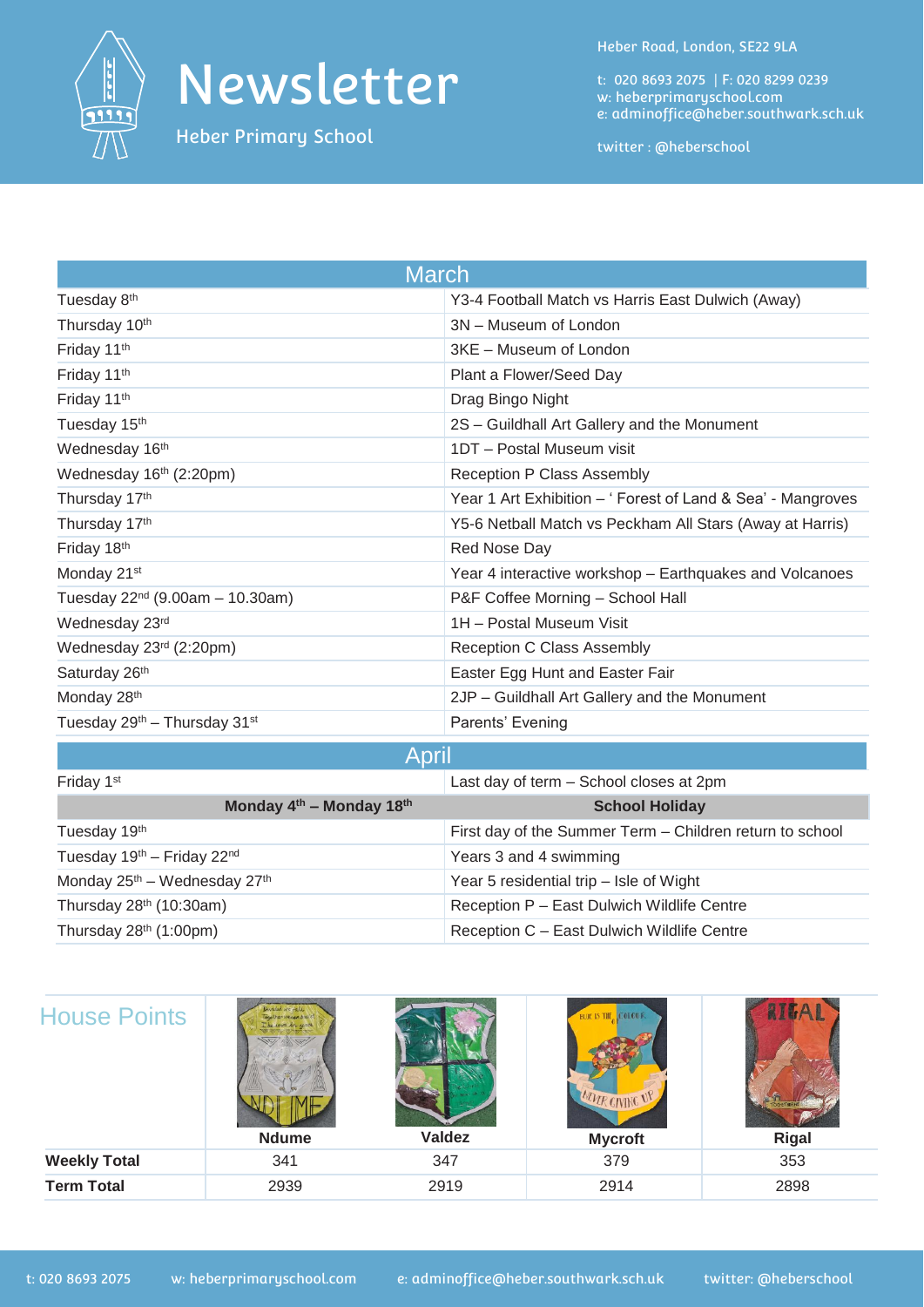# Newsletter

Heber Primary School

Heber Road, London, SE22 9LA

t: 020 8693 2075 | F: 020 8299 0239
w: heberprimaryschool.com
e: adminoffice@heber.southwark.sch.uk

twitter : @heberschool

| March | |
|---|---|
| Tuesday 8th | Y3-4 Football Match vs Harris East Dulwich (Away) |
| Thursday 10th | 3N – Museum of London |
| Friday 11th | 3KE – Museum of London |
| Friday 11th | Plant a Flower/Seed Day |
| Friday 11th | Drag Bingo Night |
| Tuesday 15th | 2S – Guildhall Art Gallery and the Monument |
| Wednesday 16th | 1DT – Postal Museum visit |
| Wednesday 16th (2:20pm) | Reception P Class Assembly |
| Thursday 17th | Year 1 Art Exhibition – ' Forest of Land & Sea' - Mangroves |
| Thursday 17th | Y5-6 Netball Match vs Peckham All Stars (Away at Harris) |
| Friday 18th | Red Nose Day |
| Monday 21st | Year 4 interactive workshop – Earthquakes and Volcanoes |
| Tuesday 22nd (9.00am – 10.30am) | P&F Coffee Morning – School Hall |
| Wednesday 23rd | 1H – Postal Museum Visit |
| Wednesday 23rd (2:20pm) | Reception C Class Assembly |
| Saturday 26th | Easter Egg Hunt and Easter Fair |
| Monday 28th | 2JP – Guildhall Art Gallery and the Monument |
| Tuesday 29th – Thursday 31st | Parents' Evening |
| **April** | |
| Friday 1st | Last day of term – School closes at 2pm |
| **Monday 4th – Monday 18th** | **School Holiday** |
| Tuesday 19th | First day of the Summer Term – Children return to school |
| Tuesday 19th – Friday 22nd | Years 3 and 4 swimming |
| Monday 25th – Wednesday 27th | Year 5 residential trip – Isle of Wight |
| Thursday 28th (10:30am) | Reception P – East Dulwich Wildlife Centre |
| Thursday 28th (1:00pm) | Reception C – East Dulwich Wildlife Centre |

## House Points

| | Ndume | Valdez | Mycroft | Rigal |
|---|---|---|---|---|
| **Weekly Total** | 341 | 347 | 379 | 353 |
| **Term Total** | 2939 | 2919 | 2914 | 2898 |